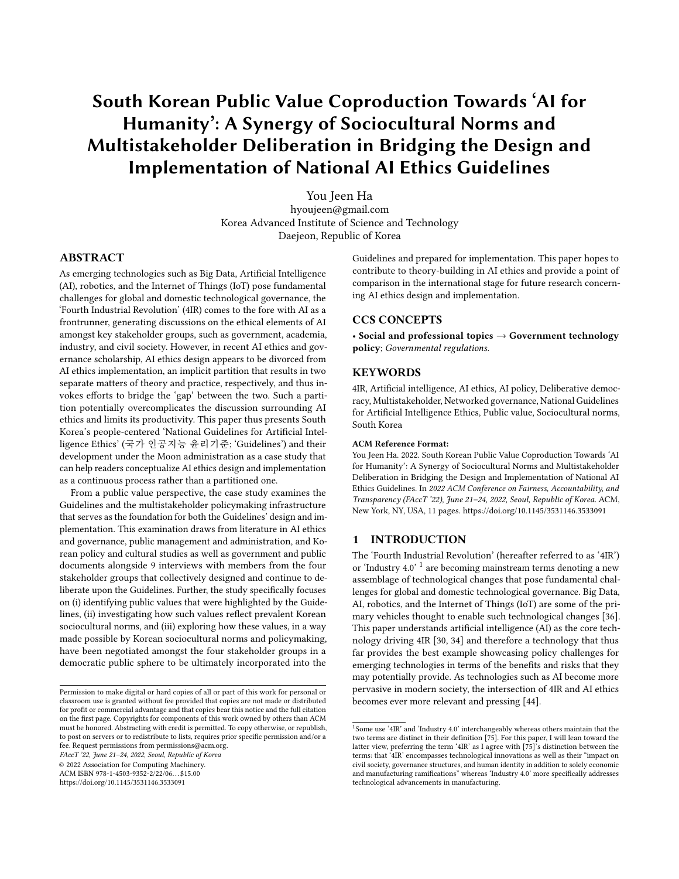# South Korean Public Value Coproduction Towards 'AI for Humanity': A Synergy of Sociocultural Norms and Multistakeholder Deliberation in Bridging the Design and Implementation of National AI Ethics Guidelines

You Jeen Ha
hyoujeen@gmail.com
Korea Advanced Institute of Science and Technology
Daejeon, Republic of Korea

## ABSTRACT

As emerging technologies such as Big Data, Artificial Intelligence (AI), robotics, and the Internet of Things (IoT) pose fundamental challenges for global and domestic technological governance, the 'Fourth Industrial Revolution' (4IR) comes to the fore with AI as a frontrunner, generating discussions on the ethical elements of AI amongst key stakeholder groups, such as government, academia, industry, and civil society. However, in recent AI ethics and governance scholarship, AI ethics design appears to be divorced from AI ethics implementation, an implicit partition that results in two separate matters of theory and practice, respectively, and thus invokes efforts to bridge the 'gap' between the two. Such a partition potentially overcomplicates the discussion surrounding AI ethics and limits its productivity. This paper thus presents South Korea's people-centered 'National Guidelines for Artificial Intelligence Ethics' (국가 인공지능 윤리기준; 'Guidelines') and their development under the Moon administration as a case study that can help readers conceptualize AI ethics design and implementation as a continuous process rather than a partitioned one.

From a public value perspective, the case study examines the Guidelines and the multistakeholder policymaking infrastructure that serves as the foundation for both the Guidelines' design and implementation. This examination draws from literature in AI ethics and governance, public management and administration, and Korean policy and cultural studies as well as government and public documents alongside 9 interviews with members from the four stakeholder groups that collectively designed and continue to deliberate upon the Guidelines. Further, the study specifically focuses on (i) identifying public values that were highlighted by the Guidelines, (ii) investigating how such values reflect prevalent Korean sociocultural norms, and (iii) exploring how these values, in a way made possible by Korean sociocultural norms and policymaking, have been negotiated amongst the four stakeholder groups in a democratic public sphere to be ultimately incorporated into the Guidelines and prepared for implementation. This paper hopes to contribute to theory-building in AI ethics and provide a point of comparison in the international stage for future research concerning AI ethics design and implementation.

## CCS CONCEPTS

• **Social and professional topics → Government technology policy**; *Governmental regulations.*

## KEYWORDS

4IR, Artificial intelligence, AI ethics, AI policy, Deliberative democracy, Multistakeholder, Networked governance, National Guidelines for Artificial Intelligence Ethics, Public value, Sociocultural norms, South Korea

**ACM Reference Format:**
You Jeen Ha. 2022. South Korean Public Value Coproduction Towards 'AI for Humanity': A Synergy of Sociocultural Norms and Multistakeholder Deliberation in Bridging the Design and Implementation of National AI Ethics Guidelines. In *2022 ACM Conference on Fairness, Accountability, and Transparency (FAccT '22), June 21–24, 2022, Seoul, Republic of Korea.* ACM, New York, NY, USA, 11 pages. https://doi.org/10.1145/3531146.3533091

Permission to make digital or hard copies of all or part of this work for personal or classroom use is granted without fee provided that copies are not made or distributed for profit or commercial advantage and that copies bear this notice and the full citation on the first page. Copyrights for components of this work owned by others than ACM must be honored. Abstracting with credit is permitted. To copy otherwise, or republish, to post on servers or to redistribute to lists, requires prior specific permission and/or a fee. Request permissions from permissions@acm.org.
*FAccT '22, June 21–24, 2022, Seoul, Republic of Korea*
© 2022 Association for Computing Machinery.
ACM ISBN 978-1-4503-9352-2/22/06...$15.00
https://doi.org/10.1145/3531146.3533091

## 1 INTRODUCTION

The 'Fourth Industrial Revolution' (hereafter referred to as '4IR') or 'Industry 4.0' [1] are becoming mainstream terms denoting a new assemblage of technological changes that pose fundamental challenges for global and domestic technological governance. Big Data, AI, robotics, and the Internet of Things (IoT) are some of the primary vehicles thought to enable such technological changes [36]. This paper understands artificial intelligence (AI) as the core technology driving 4IR [30, 34] and therefore a technology that thus far provides the best example showcasing policy challenges for emerging technologies in terms of the benefits and risks that they may potentially provide. As technologies such as AI become more pervasive in modern society, the intersection of 4IR and AI ethics becomes ever more relevant and pressing [44].

[1] Some use '4IR' and 'Industry 4.0' interchangeably whereas others maintain that the two terms are distinct in their definition [75]. For this paper, I will lean toward the latter view, preferring the term '4IR' as I agree with [75]'s distinction between the terms: that '4IR' encompasses technological innovations as well as their "impact on civil society, governance structures, and human identity in addition to solely economic and manufacturing ramifications" whereas 'Industry 4.0' more specifically addresses technological advancements in manufacturing.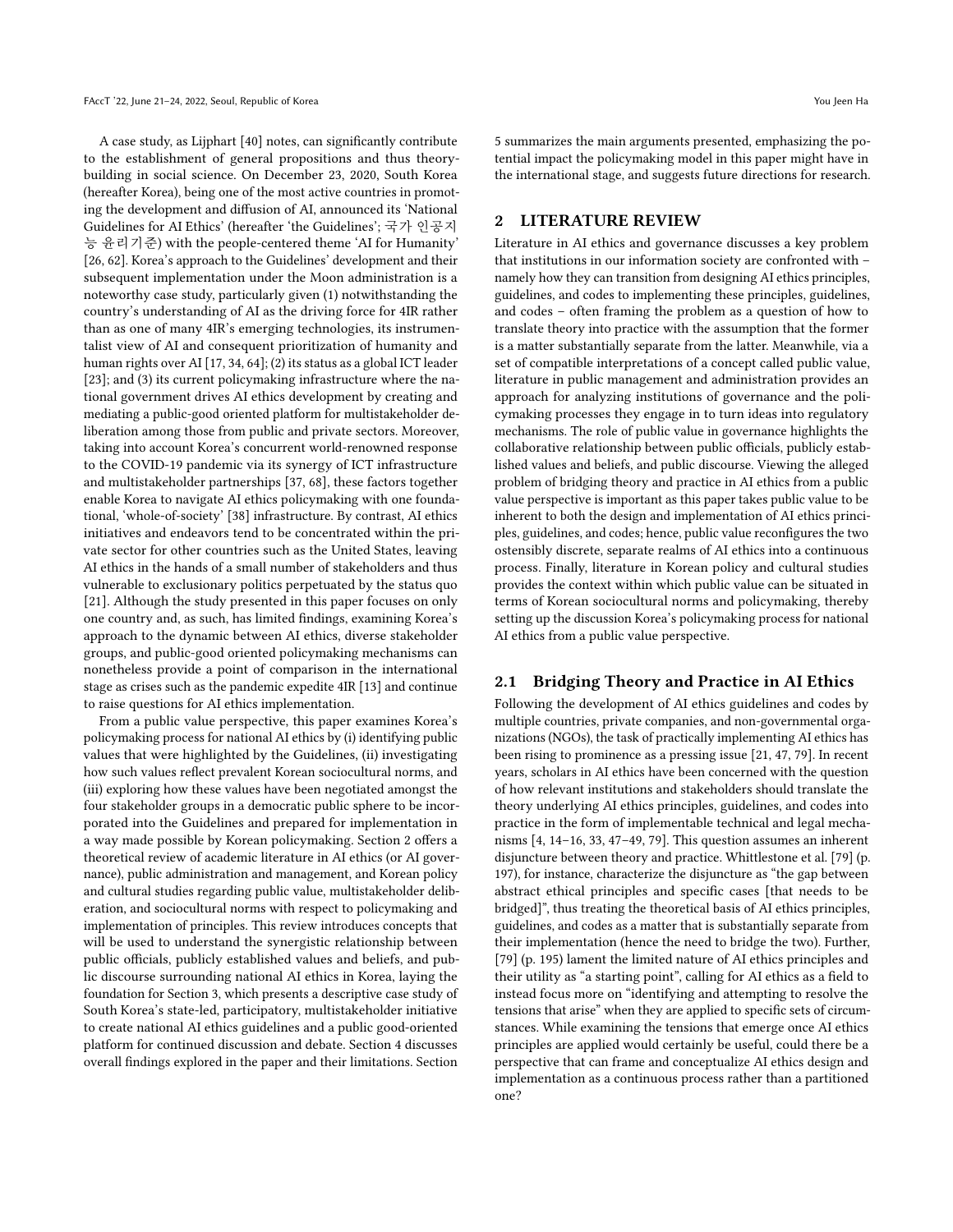A case study, as Lijphart [40] notes, can significantly contribute to the establishment of general propositions and thus theory-building in social science. On December 23, 2020, South Korea (hereafter Korea), being one of the most active countries in promoting the development and diffusion of AI, announced its 'National Guidelines for AI Ethics' (hereafter 'the Guidelines'; 국가 인공지능 윤리기준) with the people-centered theme 'AI for Humanity' [26, 62]. Korea's approach to the Guidelines' development and their subsequent implementation under the Moon administration is a noteworthy case study, particularly given (1) notwithstanding the country's understanding of AI as the driving force for 4IR rather than as one of many 4IR's emerging technologies, its instrumentalist view of AI and consequent prioritization of humanity and human rights over AI [17, 34, 64]; (2) its status as a global ICT leader [23]; and (3) its current policymaking infrastructure where the national government drives AI ethics development by creating and mediating a public-good oriented platform for multistakeholder deliberation among those from public and private sectors. Moreover, taking into account Korea's concurrent world-renowned response to the COVID-19 pandemic via its synergy of ICT infrastructure and multistakeholder partnerships [37, 68], these factors together enable Korea to navigate AI ethics policymaking with one foundational, 'whole-of-society' [38] infrastructure. By contrast, AI ethics initiatives and endeavors tend to be concentrated within the private sector for other countries such as the United States, leaving AI ethics in the hands of a small number of stakeholders and thus vulnerable to exclusionary politics perpetuated by the status quo [21]. Although the study presented in this paper focuses on only one country and, as such, has limited findings, examining Korea's approach to the dynamic between AI ethics, diverse stakeholder groups, and public-good oriented policymaking mechanisms can nonetheless provide a point of comparison in the international stage as crises such as the pandemic expedite 4IR [13] and continue to raise questions for AI ethics implementation.

From a public value perspective, this paper examines Korea's policymaking process for national AI ethics by (i) identifying public values that were highlighted by the Guidelines, (ii) investigating how such values reflect prevalent Korean sociocultural norms, and (iii) exploring how these values have been negotiated amongst the four stakeholder groups in a democratic public sphere to be incorporated into the Guidelines and prepared for implementation in a way made possible by Korean policymaking. Section 2 offers a theoretical review of academic literature in AI ethics (or AI governance), public administration and management, and Korean policy and cultural studies regarding public value, multistakeholder deliberation, and sociocultural norms with respect to policymaking and implementation of principles. This review introduces concepts that will be used to understand the synergistic relationship between public officials, publicly established values and beliefs, and public discourse surrounding national AI ethics in Korea, laying the foundation for Section 3, which presents a descriptive case study of South Korea's state-led, participatory, multistakeholder initiative to create national AI ethics guidelines and a public good-oriented platform for continued discussion and debate. Section 4 discusses overall findings explored in the paper and their limitations. Section 5 summarizes the main arguments presented, emphasizing the potential impact the policymaking model in this paper might have in the international stage, and suggests future directions for research.

## 2 LITERATURE REVIEW

Literature in AI ethics and governance discusses a key problem that institutions in our information society are confronted with – namely how they can transition from designing AI ethics principles, guidelines, and codes to implementing these principles, guidelines, and codes – often framing the problem as a question of how to translate theory into practice with the assumption that the former is a matter substantially separate from the latter. Meanwhile, via a set of compatible interpretations of a concept called public value, literature in public management and administration provides an approach for analyzing institutions of governance and the policymaking processes they engage in to turn ideas into regulatory mechanisms. The role of public value in governance highlights the collaborative relationship between public officials, publicly established values and beliefs, and public discourse. Viewing the alleged problem of bridging theory and practice in AI ethics from a public value perspective is important as this paper takes public value to be inherent to both the design and implementation of AI ethics principles, guidelines, and codes; hence, public value reconfigures the two ostensibly discrete, separate realms of AI ethics into a continuous process. Finally, literature in Korean policy and cultural studies provides the context within which public value can be situated in terms of Korean sociocultural norms and policymaking, thereby setting up the discussion Korea's policymaking process for national AI ethics from a public value perspective.

### 2.1 Bridging Theory and Practice in AI Ethics

Following the development of AI ethics guidelines and codes by multiple countries, private companies, and non-governmental organizations (NGOs), the task of practically implementing AI ethics has been rising to prominence as a pressing issue [21, 47, 79]. In recent years, scholars in AI ethics have been concerned with the question of how relevant institutions and stakeholders should translate the theory underlying AI ethics principles, guidelines, and codes into practice in the form of implementable technical and legal mechanisms [4, 14–16, 33, 47–49, 79]. This question assumes an inherent disjuncture between theory and practice. Whittlestone et al. [79] (p. 197), for instance, characterize the disjuncture as "the gap between abstract ethical principles and specific cases [that needs to be bridged]", thus treating the theoretical basis of AI ethics principles, guidelines, and codes as a matter that is substantially separate from their implementation (hence the need to bridge the two). Further, [79] (p. 195) lament the limited nature of AI ethics principles and their utility as "a starting point", calling for AI ethics as a field to instead focus more on "identifying and attempting to resolve the tensions that arise" when they are applied to specific sets of circumstances. While examining the tensions that emerge once AI ethics principles are applied would certainly be useful, could there be a perspective that can frame and conceptualize AI ethics design and implementation as a continuous process rather than a partitioned one?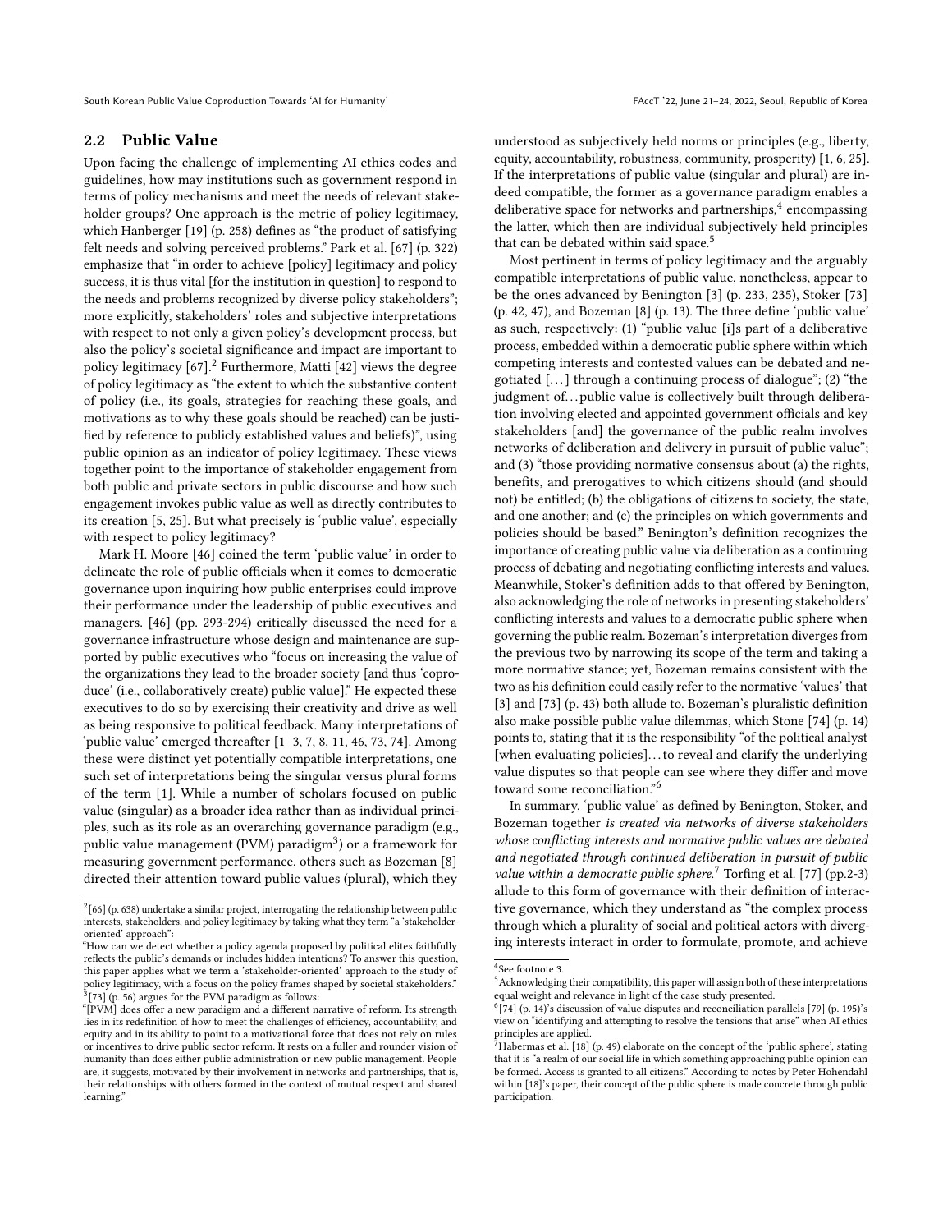## 2.2 Public Value

Upon facing the challenge of implementing AI ethics codes and guidelines, how may institutions such as government respond in terms of policy mechanisms and meet the needs of relevant stakeholder groups? One approach is the metric of policy legitimacy, which Hanberger [19] (p. 258) defines as "the product of satisfying felt needs and solving perceived problems." Park et al. [67] (p. 322) emphasize that "in order to achieve [policy] legitimacy and policy success, it is thus vital [for the institution in question] to respond to the needs and problems recognized by diverse policy stakeholders"; more explicitly, stakeholders' roles and subjective interpretations with respect to not only a given policy's development process, but also the policy's societal significance and impact are important to policy legitimacy [67].[2] Furthermore, Matti [42] views the degree of policy legitimacy as "the extent to which the substantive content of policy (i.e., its goals, strategies for reaching these goals, and motivations as to why these goals should be reached) can be justified by reference to publicly established values and beliefs)", using public opinion as an indicator of policy legitimacy. These views together point to the importance of stakeholder engagement from both public and private sectors in public discourse and how such engagement invokes public value as well as directly contributes to its creation [5, 25]. But what precisely is 'public value', especially with respect to policy legitimacy?

Mark H. Moore [46] coined the term 'public value' in order to delineate the role of public officials when it comes to democratic governance upon inquiring how public enterprises could improve their performance under the leadership of public executives and managers. [46] (pp. 293-294) critically discussed the need for a governance infrastructure whose design and maintenance are supported by public executives who "focus on increasing the value of the organizations they lead to the broader society [and thus 'coproduce' (i.e., collaboratively create) public value]." He expected these executives to do so by exercising their creativity and drive as well as being responsive to political feedback. Many interpretations of 'public value' emerged thereafter [1–3, 7, 8, 11, 46, 73, 74]. Among these were distinct yet potentially compatible interpretations, one such set of interpretations being the singular versus plural forms of the term [1]. While a number of scholars focused on public value (singular) as a broader idea rather than as individual principles, such as its role as an overarching governance paradigm (e.g., public value management (PVM) paradigm[3]) or a framework for measuring government performance, others such as Bozeman [8] directed their attention toward public values (plural), which they understood as subjectively held norms or principles (e.g., liberty, equity, accountability, robustness, community, prosperity) [1, 6, 25]. If the interpretations of public value (singular and plural) are indeed compatible, the former as a governance paradigm enables a deliberative space for networks and partnerships,[4] encompassing the latter, which then are individual subjectively held principles that can be debated within said space.[5]

Most pertinent in terms of policy legitimacy and the arguably compatible interpretations of public value, nonetheless, appear to be the ones advanced by Benington [3] (p. 233, 235), Stoker [73] (p. 42, 47), and Bozeman [8] (p. 13). The three define 'public value' as such, respectively: (1) "public value [i]s part of a deliberative process, embedded within a democratic public sphere within which competing interests and contested values can be debated and negotiated [...] through a continuing process of dialogue"; (2) "the judgment of...public value is collectively built through deliberation involving elected and appointed government officials and key stakeholders [and] the governance of the public realm involves networks of deliberation and delivery in pursuit of public value"; and (3) "those providing normative consensus about (a) the rights, benefits, and prerogatives to which citizens should (and should not) be entitled; (b) the obligations of citizens to society, the state, and one another; and (c) the principles on which governments and policies should be based." Benington's definition recognizes the importance of creating public value via deliberation as a continuing process of debating and negotiating conflicting interests and values. Meanwhile, Stoker's definition adds to that offered by Benington, also acknowledging the role of networks in presenting stakeholders' conflicting interests and values to a democratic public sphere when governing the public realm. Bozeman's interpretation diverges from the previous two by narrowing its scope of the term and taking a more normative stance; yet, Bozeman remains consistent with the two as his definition could easily refer to the normative 'values' that [3] and [73] (p. 43) both allude to. Bozeman's pluralistic definition also make possible public value dilemmas, which Stone [74] (p. 14) points to, stating that it is the responsibility "of the political analyst [when evaluating policies]...to reveal and clarify the underlying value disputes so that people can see where they differ and move toward some reconciliation."[6]

In summary, 'public value' as defined by Benington, Stoker, and Bozeman together *is created via networks of diverse stakeholders whose conflicting interests and normative public values are debated and negotiated through continued deliberation in pursuit of public value within a democratic public sphere.*[7] Torfing et al. [77] (pp.2-3) allude to this form of governance with their definition of interactive governance, which they understand as "the complex process through which a plurality of social and political actors with diverging interests interact in order to formulate, promote, and achieve

---

[2] [66] (p. 638) undertake a similar project, interrogating the relationship between public interests, stakeholders, and policy legitimacy by taking what they term "a 'stakeholder-oriented' approach":
"How can we detect whether a policy agenda proposed by political elites faithfully reflects the public's demands or includes hidden intentions? To answer this question, this paper applies what we term a 'stakeholder-oriented' approach to the study of policy legitimacy, with a focus on the policy frames shaped by societal stakeholders."

[3] [73] (p. 56) argues for the PVM paradigm as follows:
"[PVM] does offer a new paradigm and a different narrative of reform. Its strength lies in its redefinition of how to meet the challenges of efficiency, accountability, and equity and in its ability to point to a motivational force that does not rely on rules or incentives to drive public sector reform. It rests on a fuller and rounder vision of humanity than does either public administration or new public management. People are, it suggests, motivated by their involvement in networks and partnerships, that is, their relationships with others formed in the context of mutual respect and shared learning."

[4] See footnote 3.

[5] Acknowledging their compatibility, this paper will assign both of these interpretations equal weight and relevance in light of the case study presented.

[6] [74] (p. 14)'s discussion of value disputes and reconciliation parallels [79] (p. 195)'s view on "identifying and attempting to resolve the tensions that arise" when AI ethics principles are applied.

[7] Habermas et al. [18] (p. 49) elaborate on the concept of the 'public sphere', stating that it is "a realm of our social life in which something approaching public opinion can be formed. Access is granted to all citizens." According to notes by Peter Hohendahl within [18]'s paper, their concept of the public sphere is made concrete through public participation.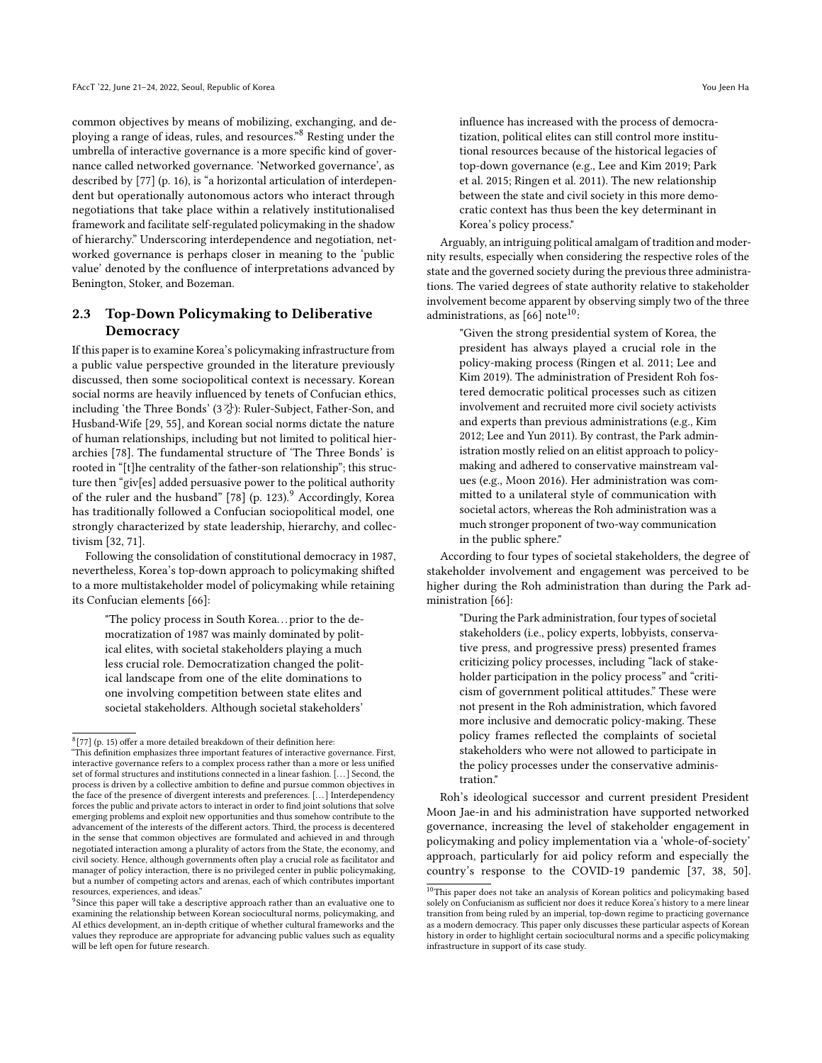common objectives by means of mobilizing, exchanging, and deploying a range of ideas, rules, and resources."[8] Resting under the umbrella of interactive governance is a more specific kind of governance called networked governance. 'Networked governance', as described by [77] (p. 16), is "a horizontal articulation of interdependent but operationally autonomous actors who interact through negotiations that take place within a relatively institutionalised framework and facilitate self-regulated policymaking in the shadow of hierarchy." Underscoring interdependence and negotiation, networked governance is perhaps closer in meaning to the 'public value' denoted by the confluence of interpretations advanced by Benington, Stoker, and Bozeman.

## 2.3 Top-Down Policymaking to Deliberative Democracy

If this paper is to examine Korea's policymaking infrastructure from a public value perspective grounded in the literature previously discussed, then some sociopolitical context is necessary. Korean social norms are heavily influenced by tenets of Confucian ethics, including 'the Three Bonds' (3강): Ruler-Subject, Father-Son, and Husband-Wife [29, 55], and Korean social norms dictate the nature of human relationships, including but not limited to political hierarchies [78]. The fundamental structure of 'The Three Bonds' is rooted in "[t]he centrality of the father-son relationship"; this structure then "giv[es] added persuasive power to the political authority of the ruler and the husband" [78] (p. 123).[9] Accordingly, Korea has traditionally followed a Confucian sociopolitical model, one strongly characterized by state leadership, hierarchy, and collectivism [32, 71].

Following the consolidation of constitutional democracy in 1987, nevertheless, Korea's top-down approach to policymaking shifted to a more multistakeholder model of policymaking while retaining its Confucian elements [66]:

> "The policy process in South Korea…prior to the democratization of 1987 was mainly dominated by political elites, with societal stakeholders playing a much less crucial role. Democratization changed the political landscape from one of the elite dominations to one involving competition between state elites and societal stakeholders. Although societal stakeholders' influence has increased with the process of democratization, political elites can still control more institutional resources because of the historical legacies of top-down governance (e.g., Lee and Kim 2019; Park et al. 2015; Ringen et al. 2011). The new relationship between the state and civil society in this more democratic context has thus been the key determinant in Korea's policy process."

Arguably, an intriguing political amalgam of tradition and modernity results, especially when considering the respective roles of the state and the governed society during the previous three administrations. The varied degrees of state authority relative to stakeholder involvement become apparent by observing simply two of the three administrations, as [66] note[10]:

> "Given the strong presidential system of Korea, the president has always played a crucial role in the policy-making process (Ringen et al. 2011; Lee and Kim 2019). The administration of President Roh fostered democratic political processes such as citizen involvement and recruited more civil society activists and experts than previous administrations (e.g., Kim 2012; Lee and Yun 2011). By contrast, the Park administration mostly relied on an elitist approach to policymaking and adhered to conservative mainstream values (e.g., Moon 2016). Her administration was committed to a unilateral style of communication with societal actors, whereas the Roh administration was a much stronger proponent of two-way communication in the public sphere."

According to four types of societal stakeholders, the degree of stakeholder involvement and engagement was perceived to be higher during the Roh administration than during the Park administration [66]:

> "During the Park administration, four types of societal stakeholders (i.e., policy experts, lobbyists, conservative press, and progressive press) presented frames criticizing policy processes, including "lack of stakeholder participation in the policy process" and "criticism of government political attitudes." These were not present in the Roh administration, which favored more inclusive and democratic policy-making. These policy frames reflected the complaints of societal stakeholders who were not allowed to participate in the policy processes under the conservative administration."

Roh's ideological successor and current president President Moon Jae-in and his administration have supported networked governance, increasing the level of stakeholder engagement in policymaking and policy implementation via a 'whole-of-society' approach, particularly for aid policy reform and especially the country's response to the COVID-19 pandemic [37, 38, 50].

[8] [77] (p. 15) offer a more detailed breakdown of their definition here:
"This definition emphasizes three important features of interactive governance. First, interactive governance refers to a complex process rather than a more or less unified set of formal structures and institutions connected in a linear fashion. […] Second, the process is driven by a collective ambition to define and pursue common objectives in the face of the presence of divergent interests and preferences. […] Interdependency forces the public and private actors to interact in order to find joint solutions that solve emerging problems and exploit new opportunities and thus somehow contribute to the advancement of the interests of the different actors. Third, the process is decentered in the sense that common objectives are formulated and achieved in and through negotiated interaction among a plurality of actors from the State, the economy, and civil society. Hence, although governments often play a crucial role as facilitator and manager of policy interaction, there is no privileged center in public policymaking, but a number of competing actors and arenas, each of which contributes important resources, experiences, and ideas."

[9] Since this paper will take a descriptive approach rather than an evaluative one to examining the relationship between Korean sociocultural norms, policymaking, and AI ethics development, an in-depth critique of whether cultural frameworks and the values they reproduce are appropriate for advancing public values such as equality will be left open for future research.

[10] This paper does not take an analysis of Korean politics and policymaking based solely on Confucianism as sufficient nor does it reduce Korea's history to a mere linear transition from being ruled by an imperial, top-down regime to practicing governance as a modern democracy. This paper only discusses these particular aspects of Korean history in order to highlight certain sociocultural norms and a specific policymaking infrastructure in support of its case study.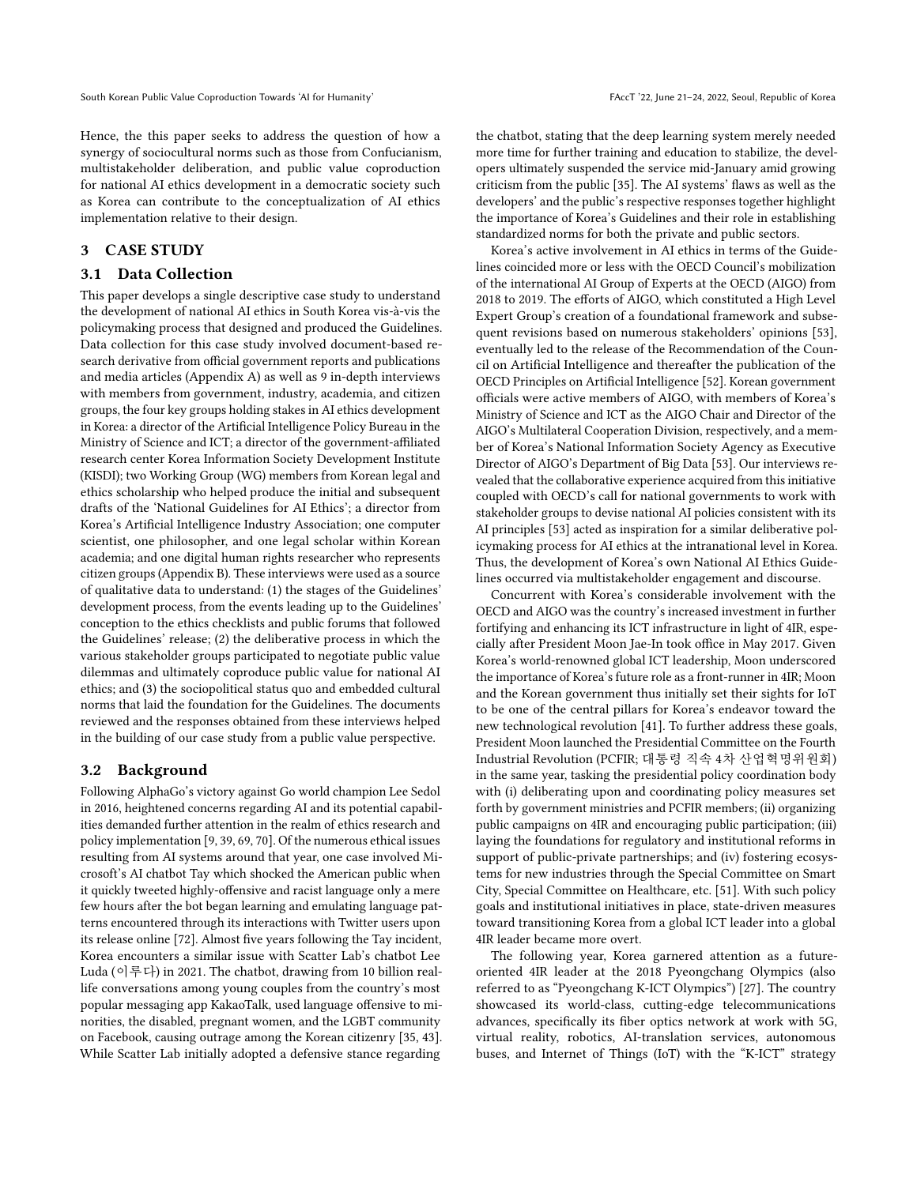Hence, the this paper seeks to address the question of how a synergy of sociocultural norms such as those from Confucianism, multistakeholder deliberation, and public value coproduction for national AI ethics development in a democratic society such as Korea can contribute to the conceptualization of AI ethics implementation relative to their design.

## 3 CASE STUDY

### 3.1 Data Collection

This paper develops a single descriptive case study to understand the development of national AI ethics in South Korea vis-à-vis the policymaking process that designed and produced the Guidelines. Data collection for this case study involved document-based research derivative from official government reports and publications and media articles (Appendix A) as well as 9 in-depth interviews with members from government, industry, academia, and citizen groups, the four key groups holding stakes in AI ethics development in Korea: a director of the Artificial Intelligence Policy Bureau in the Ministry of Science and ICT; a director of the government-affiliated research center Korea Information Society Development Institute (KISDI); two Working Group (WG) members from Korean legal and ethics scholarship who helped produce the initial and subsequent drafts of the 'National Guidelines for AI Ethics'; a director from Korea's Artificial Intelligence Industry Association; one computer scientist, one philosopher, and one legal scholar within Korean academia; and one digital human rights researcher who represents citizen groups (Appendix B). These interviews were used as a source of qualitative data to understand: (1) the stages of the Guidelines' development process, from the events leading up to the Guidelines' conception to the ethics checklists and public forums that followed the Guidelines' release; (2) the deliberative process in which the various stakeholder groups participated to negotiate public value dilemmas and ultimately coproduce public value for national AI ethics; and (3) the sociopolitical status quo and embedded cultural norms that laid the foundation for the Guidelines. The documents reviewed and the responses obtained from these interviews helped in the building of our case study from a public value perspective.

### 3.2 Background

Following AlphaGo's victory against Go world champion Lee Sedol in 2016, heightened concerns regarding AI and its potential capabilities demanded further attention in the realm of ethics research and policy implementation [9, 39, 69, 70]. Of the numerous ethical issues resulting from AI systems around that year, one case involved Microsoft's AI chatbot Tay which shocked the American public when it quickly tweeted highly-offensive and racist language only a mere few hours after the bot began learning and emulating language patterns encountered through its interactions with Twitter users upon its release online [72]. Almost five years following the Tay incident, Korea encounters a similar issue with Scatter Lab's chatbot Lee Luda (이루다) in 2021. The chatbot, drawing from 10 billion real-life conversations among young couples from the country's most popular messaging app KakaoTalk, used language offensive to minorities, the disabled, pregnant women, and the LGBT community on Facebook, causing outrage among the Korean citizenry [35, 43]. While Scatter Lab initially adopted a defensive stance regarding the chatbot, stating that the deep learning system merely needed more time for further training and education to stabilize, the developers ultimately suspended the service mid-January amid growing criticism from the public [35]. The AI systems' flaws as well as the developers' and the public's respective responses together highlight the importance of Korea's Guidelines and their role in establishing standardized norms for both the private and public sectors.

Korea's active involvement in AI ethics in terms of the Guidelines coincided more or less with the OECD Council's mobilization of the international AI Group of Experts at the OECD (AIGO) from 2018 to 2019. The efforts of AIGO, which constituted a High Level Expert Group's creation of a foundational framework and subsequent revisions based on numerous stakeholders' opinions [53], eventually led to the release of the Recommendation of the Council on Artificial Intelligence and thereafter the publication of the OECD Principles on Artificial Intelligence [52]. Korean government officials were active members of AIGO, with members of Korea's Ministry of Science and ICT as the AIGO Chair and Director of the AIGO's Multilateral Cooperation Division, respectively, and a member of Korea's National Information Society Agency as Executive Director of AIGO's Department of Big Data [53]. Our interviews revealed that the collaborative experience acquired from this initiative coupled with OECD's call for national governments to work with stakeholder groups to devise national AI policies consistent with its AI principles [53] acted as inspiration for a similar deliberative policymaking process for AI ethics at the intranational level in Korea. Thus, the development of Korea's own National AI Ethics Guidelines occurred via multistakeholder engagement and discourse.

Concurrent with Korea's considerable involvement with the OECD and AIGO was the country's increased investment in further fortifying and enhancing its ICT infrastructure in light of 4IR, especially after President Moon Jae-In took office in May 2017. Given Korea's world-renowned global ICT leadership, Moon underscored the importance of Korea's future role as a front-runner in 4IR; Moon and the Korean government thus initially set their sights for IoT to be one of the central pillars for Korea's endeavor toward the new technological revolution [41]. To further address these goals, President Moon launched the Presidential Committee on the Fourth Industrial Revolution (PCFIR; 대통령 직속 4차 산업혁명위원회) in the same year, tasking the presidential policy coordination body with (i) deliberating upon and coordinating policy measures set forth by government ministries and PCFIR members; (ii) organizing public campaigns on 4IR and encouraging public participation; (iii) laying the foundations for regulatory and institutional reforms in support of public-private partnerships; and (iv) fostering ecosystems for new industries through the Special Committee on Smart City, Special Committee on Healthcare, etc. [51]. With such policy goals and institutional initiatives in place, state-driven measures toward transitioning Korea from a global ICT leader into a global 4IR leader became more overt.

The following year, Korea garnered attention as a future-oriented 4IR leader at the 2018 Pyeongchang Olympics (also referred to as "Pyeongchang K-ICT Olympics") [27]. The country showcased its world-class, cutting-edge telecommunications advances, specifically its fiber optics network at work with 5G, virtual reality, robotics, AI-translation services, autonomous buses, and Internet of Things (IoT) with the "K-ICT" strategy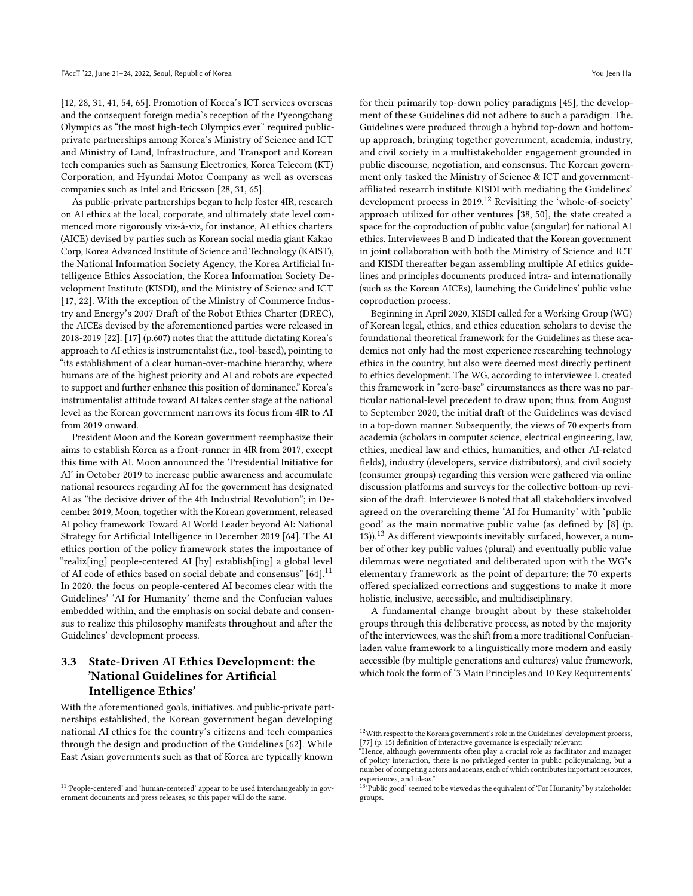[12, 28, 31, 41, 54, 65]. Promotion of Korea's ICT services overseas and the consequent foreign media's reception of the Pyeongchang Olympics as "the most high-tech Olympics ever" required public-private partnerships among Korea's Ministry of Science and ICT and Ministry of Land, Infrastructure, and Transport and Korean tech companies such as Samsung Electronics, Korea Telecom (KT) Corporation, and Hyundai Motor Company as well as overseas companies such as Intel and Ericsson [28, 31, 65].

As public-private partnerships began to help foster 4IR, research on AI ethics at the local, corporate, and ultimately state level commenced more rigorously viz-à-viz, for instance, AI ethics charters (AICE) devised by parties such as Korean social media giant Kakao Corp, Korea Advanced Institute of Science and Technology (KAIST), the National Information Society Agency, the Korea Artificial Intelligence Ethics Association, the Korea Information Society Development Institute (KISDI), and the Ministry of Science and ICT [17, 22]. With the exception of the Ministry of Commerce Industry and Energy's 2007 Draft of the Robot Ethics Charter (DREC), the AICEs devised by the aforementioned parties were released in 2018-2019 [22]. [17] (p.607) notes that the attitude dictating Korea's approach to AI ethics is instrumentalist (i.e., tool-based), pointing to "its establishment of a clear human-over-machine hierarchy, where humans are of the highest priority and AI and robots are expected to support and further enhance this position of dominance." Korea's instrumentalist attitude toward AI takes center stage at the national level as the Korean government narrows its focus from 4IR to AI from 2019 onward.

President Moon and the Korean government reemphasize their aims to establish Korea as a front-runner in 4IR from 2017, except this time with AI. Moon announced the 'Presidential Initiative for AI' in October 2019 to increase public awareness and accumulate national resources regarding AI for the government has designated AI as "the decisive driver of the 4th Industrial Revolution"; in December 2019, Moon, together with the Korean government, released AI policy framework Toward AI World Leader beyond AI: National Strategy for Artificial Intelligence in December 2019 [64]. The AI ethics portion of the policy framework states the importance of "realiz[ing] people-centered AI [by] establish[ing] a global level of AI code of ethics based on social debate and consensus" [64].[11] In 2020, the focus on people-centered AI becomes clear with the Guidelines' 'AI for Humanity' theme and the Confucian values embedded within, and the emphasis on social debate and consensus to realize this philosophy manifests throughout and after the Guidelines' development process.

### 3.3 State-Driven AI Ethics Development: the 'National Guidelines for Artificial Intelligence Ethics'

With the aforementioned goals, initiatives, and public-private partnerships established, the Korean government began developing national AI ethics for the country's citizens and tech companies through the design and production of the Guidelines [62]. While East Asian governments such as that of Korea are typically known for their primarily top-down policy paradigms [45], the development of these Guidelines did not adhere to such a paradigm. The Guidelines were produced through a hybrid top-down and bottom-up approach, bringing together government, academia, industry, and civil society in a multistakeholder engagement grounded in public discourse, negotiation, and consensus. The Korean government only tasked the Ministry of Science & ICT and government-affiliated research institute KISDI with mediating the Guidelines' development process in 2019.[12] Revisiting the 'whole-of-society' approach utilized for other ventures [38, 50], the state created a space for the coproduction of public value (singular) for national AI ethics. Interviewees B and D indicated that the Korean government in joint collaboration with both the Ministry of Science and ICT and KISDI thereafter began assembling multiple AI ethics guidelines and principles documents produced intra- and internationally (such as the Korean AICEs), launching the Guidelines' public value coproduction process.

Beginning in April 2020, KISDI called for a Working Group (WG) of Korean legal, ethics, and ethics education scholars to devise the foundational theoretical framework for the Guidelines as these academics not only had the most experience researching technology ethics in the country, but also were deemed most directly pertinent to ethics development. The WG, according to interviewee I, created this framework in "zero-base" circumstances as there was no particular national-level precedent to draw upon; thus, from August to September 2020, the initial draft of the Guidelines was devised in a top-down manner. Subsequently, the views of 70 experts from academia (scholars in computer science, electrical engineering, law, ethics, medical law and ethics, humanities, and other AI-related fields), industry (developers, service distributors), and civil society (consumer groups) regarding this version were gathered via online discussion platforms and surveys for the collective bottom-up revision of the draft. Interviewee B noted that all stakeholders involved agreed on the overarching theme 'AI for Humanity' with 'public good' as the main normative public value (as defined by [8] (p. 13)).[13] As different viewpoints inevitably surfaced, however, a number of other key public values (plural) and eventually public value dilemmas were negotiated and deliberated upon with the WG's elementary framework as the point of departure; the 70 experts offered specialized corrections and suggestions to make it more holistic, inclusive, accessible, and multidisciplinary.

A fundamental change brought about by these stakeholder groups through this deliberative process, as noted by the majority of the interviewees, was the shift from a more traditional Confucian-laden value framework to a linguistically more modern and easily accessible (by multiple generations and cultures) value framework, which took the form of '3 Main Principles and 10 Key Requirements'

---

[11] 'People-centered' and 'human-centered' appear to be used interchangeably in government documents and press releases, so this paper will do the same.

[12] With respect to the Korean government's role in the Guidelines' development process, [77] (p. 15) definition of interactive governance is especially relevant:
"Hence, although governments often play a crucial role as facilitator and manager of policy interaction, there is no privileged center in public policymaking, but a number of competing actors and arenas, each of which contributes important resources, experiences, and ideas."

[13] 'Public good' seemed to be viewed as the equivalent of 'For Humanity' by stakeholder groups.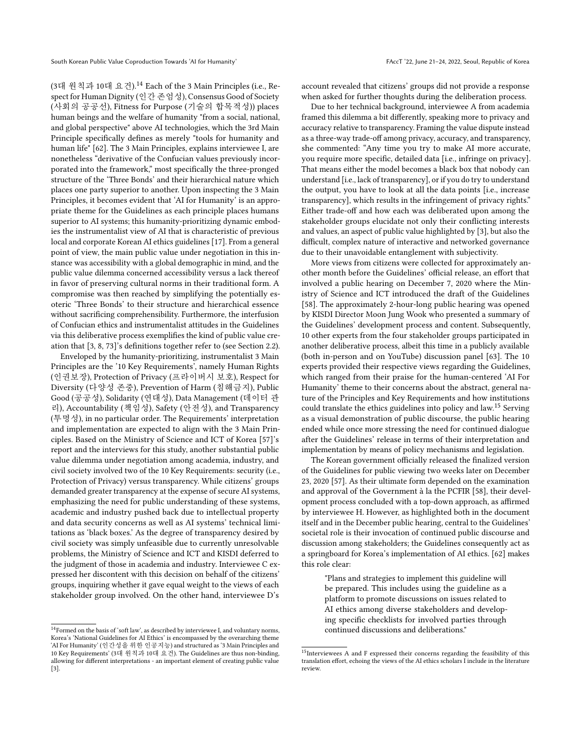(3대 원칙과 10대 요건).[14] Each of the 3 Main Principles (i.e., Respect for Human Dignity (인간 존엄성), Consensus Good of Society (사회의 공공선), Fitness for Purpose (기술의 합목적성)) places human beings and the welfare of humanity "from a social, national, and global perspective" above AI technologies, which the 3rd Main Principle specifically defines as merely "tools for humanity and human life" [62]. The 3 Main Principles, explains interviewee I, are nonetheless "derivative of the Confucian values previously incorporated into the framework," most specifically the three-pronged structure of the 'Three Bonds' and their hierarchical nature which places one party superior to another. Upon inspecting the 3 Main Principles, it becomes evident that 'AI For Humanity' is an appropriate theme for the Guidelines as each principle places humans superior to AI systems; this humanity-prioritizing dynamic embodies the instrumentalist view of AI that is characteristic of previous local and corporate Korean AI ethics guidelines [17]. From a general point of view, the main public value under negotiation in this instance was accessibility with a global demographic in mind, and the public value dilemma concerned accessibility versus a lack thereof in favor of preserving cultural norms in their traditional form. A compromise was then reached by simplifying the potentially esoteric 'Three Bonds' to their structure and hierarchical essence without sacrificing comprehensibility. Furthermore, the interfusion of Confucian ethics and instrumentalist attitudes in the Guidelines via this deliberative process exemplifies the kind of public value creation that [3, 8, 73]'s definitions together refer to (see Section 2.2).

Enveloped by the humanity-prioritizing, instrumentalist 3 Main Principles are the '10 Key Requirements', namely Human Rights (인권보장), Protection of Privacy (프라이버시 보호), Respect for Diversity (다양성 존중), Prevention of Harm (침해금지), Public Good (공공성), Solidarity (연대성), Data Management (데이터 관리), Accountability (책임성), Safety (안전성), and Transparency (투명성), in no particular order. The Requirements' interpretation and implementation are expected to align with the 3 Main Principles. Based on the Ministry of Science and ICT of Korea [57]'s report and the interviews for this study, another substantial public value dilemma under negotiation among academia, industry, and civil society involved two of the 10 Key Requirements: security (i.e., Protection of Privacy) versus transparency. While citizens' groups demanded greater transparency at the expense of secure AI systems, emphasizing the need for public understanding of these systems, academic and industry pushed back due to intellectual property and data security concerns as well as AI systems' technical limitations as 'black boxes.' As the degree of transparency desired by civil society was simply unfeasible due to currently unresolvable problems, the Ministry of Science and ICT and KISDI deferred to the judgment of those in academia and industry. Interviewee C expressed her discontent with this decision on behalf of the citizens' groups, inquiring whether it gave equal weight to the views of each stakeholder group involved. On the other hand, interviewee D's account revealed that citizens' groups did not provide a response when asked for further thoughts during the deliberation process.

Due to her technical background, interviewee A from academia framed this dilemma a bit differently, speaking more to privacy and accuracy relative to transparency. Framing the value dispute instead as a three-way trade-off among privacy, accuracy, and transparency, she commented: "Any time you try to make AI more accurate, you require more specific, detailed data [i.e., infringe on privacy]. That means either the model becomes a black box that nobody can understand [i.e., lack of transparency], or if you do try to understand the output, you have to look at all the data points [i.e., increase transparency], which results in the infringement of privacy rights." Either trade-off and how each was deliberated upon among the stakeholder groups elucidate not only their conflicting interests and values, an aspect of public value highlighted by [3], but also the difficult, complex nature of interactive and networked governance due to their unavoidable entanglement with subjectivity.

More views from citizens were collected for approximately another month before the Guidelines' official release, an effort that involved a public hearing on December 7, 2020 where the Ministry of Science and ICT introduced the draft of the Guidelines [58]. The approximately 2-hour-long public hearing was opened by KISDI Director Moon Jung Wook who presented a summary of the Guidelines' development process and content. Subsequently, 10 other experts from the four stakeholder groups participated in another deliberative process, albeit this time in a publicly available (both in-person and on YouTube) discussion panel [63]. The 10 experts provided their respective views regarding the Guidelines, which ranged from their praise for the human-centered 'AI For Humanity' theme to their concerns about the abstract, general nature of the Principles and Key Requirements and how institutions could translate the ethics guidelines into policy and law.[15] Serving as a visual demonstration of public discourse, the public hearing ended while once more stressing the need for continued dialogue after the Guidelines' release in terms of their interpretation and implementation by means of policy mechanisms and legislation.

The Korean government officially released the finalized version of the Guidelines for public viewing two weeks later on December 23, 2020 [57]. As their ultimate form depended on the examination and approval of the Government à la the PCFIR [58], their development process concluded with a top-down approach, as affirmed by interviewee H. However, as highlighted both in the document itself and in the December public hearing, central to the Guidelines' societal role is their invocation of continued public discourse and discussion among stakeholders; the Guidelines consequently act as a springboard for Korea's implementation of AI ethics. [62] makes this role clear:

> "Plans and strategies to implement this guideline will be prepared. This includes using the guideline as a platform to promote discussions on issues related to AI ethics among diverse stakeholders and developing specific checklists for involved parties through continued discussions and deliberations."

---

[14] Formed on the basis of 'soft law', as described by interviewee I, and voluntary norms, Korea's 'National Guidelines for AI Ethics' is encompassed by the overarching theme 'AI For Humanity' (인간성을 위한 인공지능) and structured as '3 Main Principles and 10 Key Requirements' (3대 원칙과 10대 요건). The Guidelines are thus non-binding, allowing for different interpretations - an important element of creating public value [3].

[15] Interviewees A and F expressed their concerns regarding the feasibility of this translation effort, echoing the views of the AI ethics scholars I include in the literature review.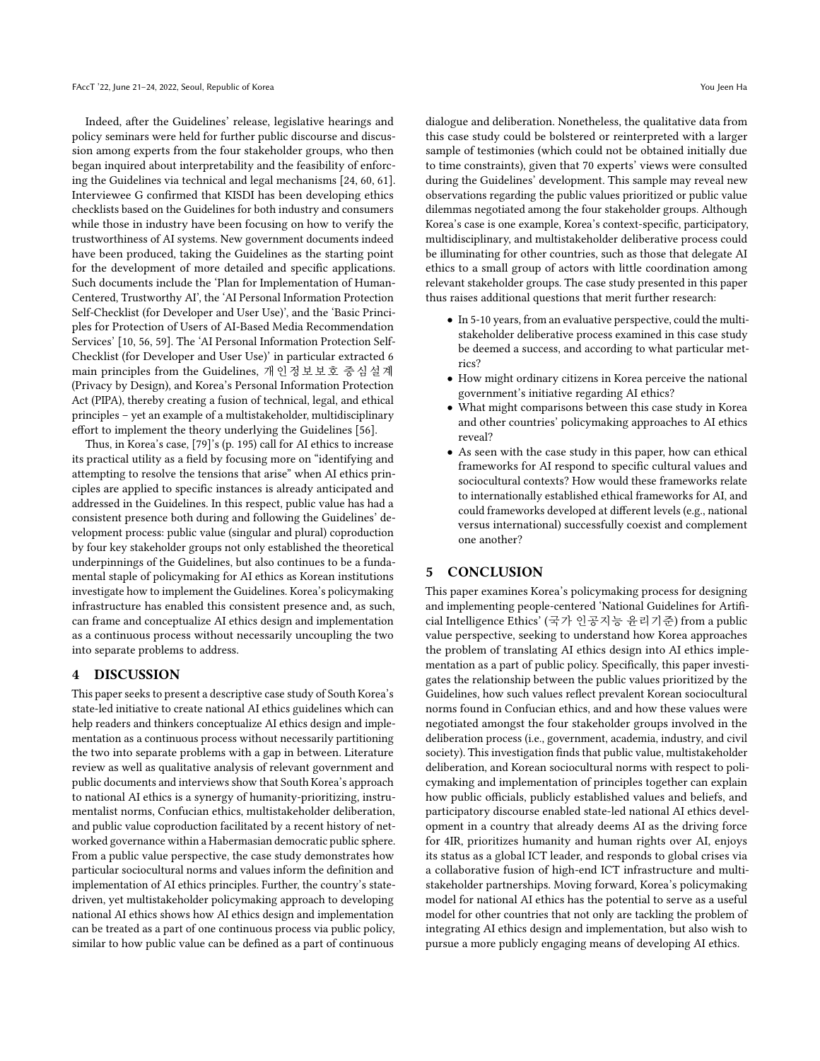Indeed, after the Guidelines' release, legislative hearings and policy seminars were held for further public discourse and discussion among experts from the four stakeholder groups, who then began inquired about interpretability and the feasibility of enforcing the Guidelines via technical and legal mechanisms [24, 60, 61]. Interviewee G confirmed that KISDI has been developing ethics checklists based on the Guidelines for both industry and consumers while those in industry have been focusing on how to verify the trustworthiness of AI systems. New government documents indeed have been produced, taking the Guidelines as the starting point for the development of more detailed and specific applications. Such documents include the 'Plan for Implementation of Human-Centered, Trustworthy AI', the 'AI Personal Information Protection Self-Checklist (for Developer and User Use)', and the 'Basic Principles for Protection of Users of AI-Based Media Recommendation Services' [10, 56, 59]. The 'AI Personal Information Protection Self-Checklist (for Developer and User Use)' in particular extracted 6 main principles from the Guidelines, 개인정보보호 중심설계 (Privacy by Design), and Korea's Personal Information Protection Act (PIPA), thereby creating a fusion of technical, legal, and ethical principles – yet an example of a multistakeholder, multidisciplinary effort to implement the theory underlying the Guidelines [56].

Thus, in Korea's case, [79]'s (p. 195) call for AI ethics to increase its practical utility as a field by focusing more on "identifying and attempting to resolve the tensions that arise" when AI ethics principles are applied to specific instances is already anticipated and addressed in the Guidelines. In this respect, public value has had a consistent presence both during and following the Guidelines' development process: public value (singular and plural) coproduction by four key stakeholder groups not only established the theoretical underpinnings of the Guidelines, but also continues to be a fundamental staple of policymaking for AI ethics as Korean institutions investigate how to implement the Guidelines. Korea's policymaking infrastructure has enabled this consistent presence and, as such, can frame and conceptualize AI ethics design and implementation as a continuous process without necessarily uncoupling the two into separate problems to address.

## 4 DISCUSSION

This paper seeks to present a descriptive case study of South Korea's state-led initiative to create national AI ethics guidelines which can help readers and thinkers conceptualize AI ethics design and implementation as a continuous process without necessarily partitioning the two into separate problems with a gap in between. Literature review as well as qualitative analysis of relevant government and public documents and interviews show that South Korea's approach to national AI ethics is a synergy of humanity-prioritizing, instrumentalist norms, Confucian ethics, multistakeholder deliberation, and public value coproduction facilitated by a recent history of networked governance within a Habermasian democratic public sphere. From a public value perspective, the case study demonstrates how particular sociocultural norms and values inform the definition and implementation of AI ethics principles. Further, the country's state-driven, yet multistakeholder policymaking approach to developing national AI ethics shows how AI ethics design and implementation can be treated as a part of one continuous process via public policy, similar to how public value can be defined as a part of continuous dialogue and deliberation. Nonetheless, the qualitative data from this case study could be bolstered or reinterpreted with a larger sample of testimonies (which could not be obtained initially due to time constraints), given that 70 experts' views were consulted during the Guidelines' development. This sample may reveal new observations regarding the public values prioritized or public value dilemmas negotiated among the four stakeholder groups. Although Korea's case is one example, Korea's context-specific, participatory, multidisciplinary, and multistakeholder deliberative process could be illuminating for other countries, such as those that delegate AI ethics to a small group of actors with little coordination among relevant stakeholder groups. The case study presented in this paper thus raises additional questions that merit further research:

- In 5-10 years, from an evaluative perspective, could the multistakeholder deliberative process examined in this case study be deemed a success, and according to what particular metrics?
- How might ordinary citizens in Korea perceive the national government's initiative regarding AI ethics?
- What might comparisons between this case study in Korea and other countries' policymaking approaches to AI ethics reveal?
- As seen with the case study in this paper, how can ethical frameworks for AI respond to specific cultural values and sociocultural contexts? How would these frameworks relate to internationally established ethical frameworks for AI, and could frameworks developed at different levels (e.g., national versus international) successfully coexist and complement one another?

## 5 CONCLUSION

This paper examines Korea's policymaking process for designing and implementing people-centered 'National Guidelines for Artificial Intelligence Ethics' (국가 인공지능 윤리기준) from a public value perspective, seeking to understand how Korea approaches the problem of translating AI ethics design into AI ethics implementation as a part of public policy. Specifically, this paper investigates the relationship between the public values prioritized by the Guidelines, how such values reflect prevalent Korean sociocultural norms found in Confucian ethics, and and how these values were negotiated amongst the four stakeholder groups involved in the deliberation process (i.e., government, academia, industry, and civil society). This investigation finds that public value, multistakeholder deliberation, and Korean sociocultural norms with respect to policymaking and implementation of principles together can explain how public officials, publicly established values and beliefs, and participatory discourse enabled state-led national AI ethics development in a country that already deems AI as the driving force for 4IR, prioritizes humanity and human rights over AI, enjoys its status as a global ICT leader, and responds to global crises via a collaborative fusion of high-end ICT infrastructure and multistakeholder partnerships. Moving forward, Korea's policymaking model for national AI ethics has the potential to serve as a useful model for other countries that not only are tackling the problem of integrating AI ethics design and implementation, but also wish to pursue a more publicly engaging means of developing AI ethics.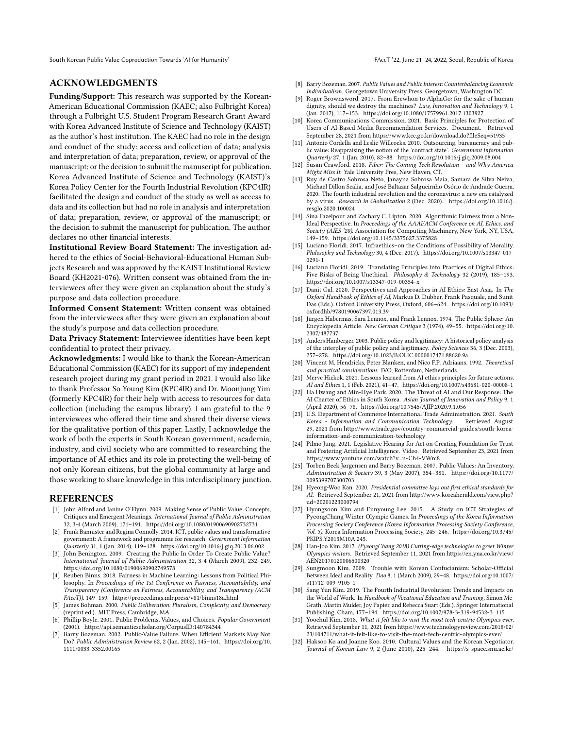## ACKNOWLEDGMENTS

**Funding/Support:** This research was supported by the Korean-American Educational Commission (KAEC; also Fulbright Korea) through a Fulbright U.S. Student Program Research Grant Award with Korea Advanced Institute of Science and Technology (KAIST) as the author's host institution. The KAEC had no role in the design and conduct of the study; access and collection of data; analysis and interpretation of data; preparation, review, or approval of the manuscript; or the decision to submit the manuscript for publication. Korea Advanced Institute of Science and Technology (KAIST)'s Korea Policy Center for the Fourth Industrial Revolution (KPC4IR) facilitated the design and conduct of the study as well as access to data and its collection but had no role in analysis and interpretation of data; preparation, review, or approval of the manuscript; or the decision to submit the manuscript for publication. The author declares no other financial interests.

**Institutional Review Board Statement:** The investigation adhered to the ethics of Social-Behavioral-Educational Human Subjects Research and was approved by the KAIST Institutional Review Board (KH2021-076). Written consent was obtained from the interviewees after they were given an explanation about the study's purpose and data collection procedure.

**Informed Consent Statement:** Written consent was obtained from the interviewees after they were given an explanation about the study's purpose and data collection procedure.

**Data Privacy Statement:** Interviewee identities have been kept confidential to protect their privacy.

**Acknowledgments:** I would like to thank the Korean-American Educational Commission (KAEC) for its support of my independent research project during my grant period in 2021. I would also like to thank Professor So Young Kim (KPC4IR) and Dr. Moonjung Yim (formerly KPC4IR) for their help with access to resources for data collection (including the campus library). I am grateful to the 9 interviewees who offered their time and shared their diverse views for the qualitative portion of this paper. Lastly, I acknowledge the work of both the experts in South Korean government, academia, industry, and civil society who are committed to researching the importance of AI ethics and its role in protecting the well-being of not only Korean citizens, but the global community at large and those working to share knowledge in this interdisciplinary junction.

## REFERENCES

[1] John Alford and Janine O'Flynn. 2009. Making Sense of Public Value: Concepts, Critiques and Emergent Meanings. *International Journal of Public Administration* 32, 3-4 (March 2009), 171–191. https://doi.org/10.1080/01900690902732731

[2] Frank Bannister and Regina Connolly. 2014. ICT, public values and transformative government: A framework and programme for research. *Government Information Quarterly* 31, 1 (Jan. 2014), 119–128. https://doi.org/10.1016/j.giq.2013.06.002

[3] John Benington. 2009. Creating the Public In Order To Create Public Value? *International Journal of Public Administration* 32, 3-4 (March 2009), 232–249. https://doi.org/10.1080/01900690902749578

[4] Reuben Binns. 2018. Fairness in Machine Learning: Lessons from Political Philosophy. In *Proceedings of the 1st Conference on Fairness, Accountability, and Transparency (Conference on Fairness, Accountability, and Transparency (ACM FAccT))*. 149–159. https://proceedings.mlr.press/v81/binns18a.html

[5] James Bohman. 2000. *Public Deliberation: Pluralism, Complexity, and Democracy* (reprint ed.). MIT Press, Cambridge, MA.

[6] Phillip Boyle. 2001. Public Problems, Values, and Choices. *Popular Government* (2001). https://api.semanticscholar.org/CorpusID:140784344

[7] Barry Bozeman. 2002. Public-Value Failure: When Efficient Markets May Not Do? *Public Administration Review* 62, 2 (Jan. 2002), 145–161. https://doi.org/10.1111/0033-3352.00165

[8] Barry Bozeman. 2007. *Public Values and Public Interest: Counterbalancing Economic Individualism.* Georgetown University Press, Georgetown, Washington DC.

[9] Roger Brownsword. 2017. From Erewhon to AlphaGo: for the sake of human dignity, should we destroy the machines? *Law, Innovation and Technology* 9, 1 (Jan. 2017), 117–153. https://doi.org/10.1080/17579961.2017.1303927

[10] Korea Communications Commission. 2021. Basic Principles for Protection of Users of AI-Based Media Recommendation Services. Document. Retrieved September 28, 2021 from https://www.kcc.go.kr/download.do?fileSeq=51935

[11] Antonio Cordella and Leslie Willcocks. 2010. Outsourcing, bureaucracy and public value: Reappraising the notion of the 'contract state'. *Government Information Quarterly* 27, 1 (Jan. 2010), 82–88. https://doi.org/10.1016/j.giq.2009.08.004

[12] Susan Crawford. 2018. *Fiber: The Coming Tech Revolution – and Why America Might Miss It.* Yale University Pres, New Haven, CT.

[13] Ruy de Castro Sobrosa Neto, Janayna Sobrosa Maia, Samara de Silva Neiva, Michael Dillon Scalia, and José Baltazar Salgueirnho Osório de Andrade Guerra. 2020. The fourth industrial revolution and the coronavirus: a new era catalyzed by a virus. *Research in Globalization* 2 (Dec. 2020). https://doi.org/10.1016/j.resglo.2020.100024

[14] Sina Fazelpour and Zachary C. Lipton. 2020. Algorithmic Fairness from a Non-Ideal Perspective. In *Proceedings of the AAAI/ACM Conference on AI, Ethics, and Society (AIES '20)*. Association for Computing Machinery, New York, NY, USA, 149–159. https://doi.org/10.1145/3375627.3375828

[15] Luciano Floridi. 2017. Infraethics–on the Conditions of Possibility of Morality. *Philosophy and Technology* 30, 4 (Dec. 2017). https://doi.org/10.1007/s13347-017-0291-1

[16] Luciano Floridi. 2019. Translating Principles into Practices of Digital Ethics: Five Risks of Being Unethical. *Philosophy & Technology* 32 (2019), 185–193. https://doi.org/10.1007/s13347-019-00354-x

[17] Danit Gal. 2020. Perspectives and Approaches in AI Ethics: East Asia. In *The Oxford Handbook of Ethics of AI*, Markus D. Dubber, Frank Pasquale, and Sunit Das (Eds.). Oxford University Press, Oxford, 606–624. https://doi.org/10.1093/oxfordhb/9780190067397.013.39

[18] Jürgen Habermas, Sara Lennox, and Frank Lennox. 1974. The Public Sphere: An Encyclopedia Article. *New German Critique* 3 (1974), 49–55. https://doi.org/10.2307/487737

[19] Anders Hanberger. 2003. Public policy and legitimacy: A historical policy analysis of the interplay of public policy and legitimacy. *Policy Sciences* 36, 3 (Dec. 2003), 257–278. https://doi.org/10.1023/B:OLIC.0000017471.88620.9a

[20] Vincent M. Hendricks, Peter Blanken, and Nico F.P. Adriaans. 1992. *Theoretical and practical considerations.* IVO, Rotterdam, Netherlands.

[21] Merve Hickok. 2021. Lessons learned from AI ethics principles for future actions. *AI and Ethics* 1, 1 (Feb. 2021), 41–47. https://doi.org/10.1007/s43681-020-00008-1

[22] Ha Hwang and Min-Hye Park. 2020. The Threat of AI and Our Response: The AI Charter of Ethics in South Korea. *Asian Journal of Innovation and Policy* 9, 1 (April 2020), 56–78. https://doi.org/10.7545/AJIP.2020.9.1.056

[23] U.S. Department of Commerce International Trade Administration. 2021. *South Korea - Information and Communication Technology.* Retrieved August 29, 2021 from http://www.trade.gov/country-commercial-guides/south-korea-information-and-communication-technology

[24] Pilmo Jung. 2021. Legislative Hearing for Act on Creating Foundation for Trust and Fostering Artificial Intelligence. Video. Retrieved September 23, 2021 from https://www.youtube.com/watch?v=n-Ch4-VWrc8

[25] Torben Beck Jørgensen and Barry Bozeman. 2007. Public Values: An Inventory. *Administration & Society* 39, 3 (May 2007), 354–381. https://doi.org/10.1177/0095399707300703

[26] Hyeong-Woo Kan. 2020. *Presidential committee lays out first ethical standards for AI.* Retrieved September 21, 2021 from http://www.koreaherald.com/view.php?ud=20201223000794

[27] Hyongsoon Kim and Eunyoung Lee. 2015. A Study on ICT Strategies of PyeongChang Winter Olympic Games. In *Proceedings of the Korea Information Processing Society Conference (Korea Information Processing Society Conference, Vol. 3)*. Korea Information Processing Society, 245–246. https://doi.org/10.3745/PKIPS.Y2015M10A.245.

[28] Han-Joo Kim. 2017. *(PyeongChang 2018) Cutting-edge technologies to greet Winter Olympics visitors.* Retrieved September 11, 2021 from https://en.yna.co.kr/view/AEN20170120006500320

[29] Sungmoon Kim. 2009. Trouble with Korean Confucianism: Scholar-Official Between Ideal and Reality. *Dao* 8, 1 (March 2009), 29–48. https://doi.org/10.1007/s11712-009-9105-1

[30] Sang Yun Kim. 2019. The Fourth Industrial Revolution: Trends and Impacts on the World of Work. In *Handbook of Vocational Education and Training*, Simon McGrath, Martin Mulder, Joy Papier, and Rebecca Suart (Eds.). Springer International Publishing, Cham, 177–194. https://doi.org/10.1007/978-3-319-94532-3_115

[31] Yoochul Kim. 2018. *What it felt like to visit the most tech-centric Olympics ever.* Retrieved September 11, 2021 from https://www.technologyreview.com/2018/02/23/104711/what-it-felt-like-to-visit-the-most-tech-centric-olympics-ever/

[32] Haksoo Ko and Joanne Koo. 2010. Cultural Values and the Korean Negotiator. *Journal of Korean Law* 9, 2 (June 2010), 225–244. https://s-space.snu.ac.kr/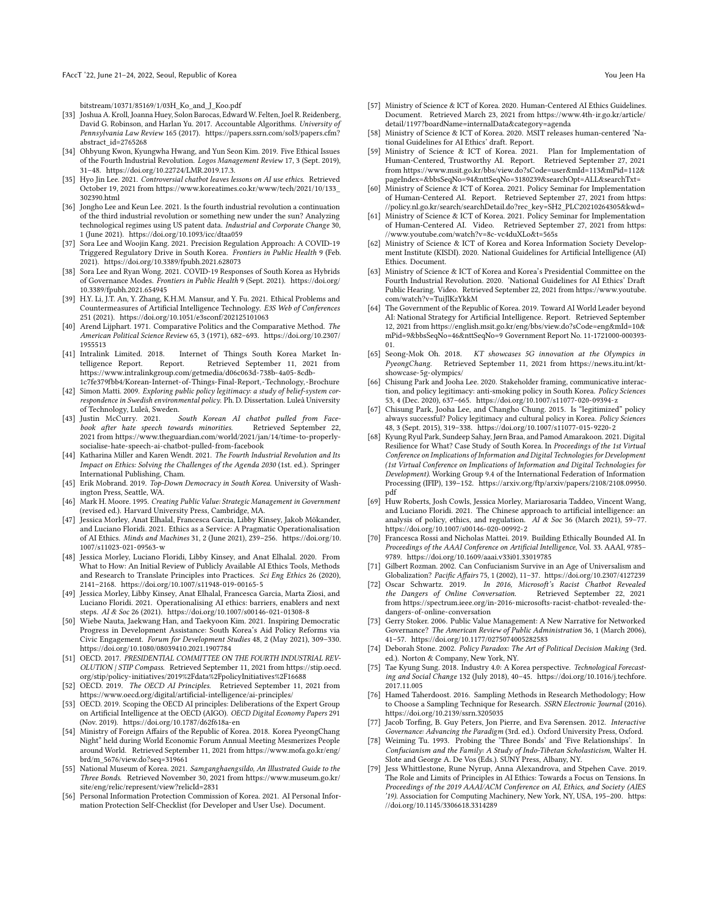bitstream/10371/85169/1/03H_Ko_and_J_Koo.pdf

[33] Joshua A. Kroll, Joanna Huey, Solon Barocas, Edward W. Felten, Joel R. Reidenberg, David G. Robinson, and Harlan Yu. 2017. Accountable Algorithms. *University of Pennsylvania Law Review* 165 (2017). https://papers.ssrn.com/sol3/papers.cfm?abstract_id=2765268

[34] Ohbyung Kwon, Kyungwha Hwang, and Yun Seon Kim. 2019. Five Ethical Issues of the Fourth Industrial Revolution. *Logos Management Review* 17, 3 (Sept. 2019), 31–48. https://doi.org/10.22724/LMR.2019.17.3.

[35] Hyo Jin Lee. 2021. *Controversial chatbot leaves lessons on AI use ethics.* Retrieved October 19, 2021 from https://www.koreatimes.co.kr/www/tech/2021/10/133_302390.html

[36] Jongho Lee and Keun Lee. 2021. Is the fourth industrial revolution a continuation of the third industrial revolution or something new under the sun? Analyzing technological regimes using US patent data. *Industrial and Corporate Change* 30, 1 (June 2021). https://doi.org/10.1093/icc/dtaa059

[37] Sora Lee and Woojin Kang. 2021. Precision Regulation Approach: A COVID-19 Triggered Regulatory Drive in South Korea. *Frontiers in Public Health* 9 (Feb. 2021). https://doi.org/10.3389/fpubh.2021.628073

[38] Sora Lee and Ryan Wong. 2021. COVID-19 Responses of South Korea as Hybrids of Governance Modes. *Frontiers in Public Health* 9 (Sept. 2021). https://doi.org/10.3389/fpubh.2021.654945

[39] H.Y. Li, J.T. An, Y. Zhang, K.H.M. Mansur, and Y. Fu. 2021. Ethical Problems and Countermeasures of Artificial Intelligence Technology. *E3S Web of Conferences* 251 (2021). https://doi.org/10.1051/e3sconf/202125101063

[40] Arend Lijphart. 1971. Comparative Politics and the Comparative Method. *The American Political Science Review* 65, 3 (1971), 682–693. https://doi.org/10.2307/1955513

[41] Intralink Limited. 2018. Internet of Things South Korea Market Intelligence Report. Report. Retrieved September 11, 2021 from https://www.intralinkgroup.com/getmedia/d06c063d-738b-4a05-8cdb-1c7fe379fbb4/Korean-Internet-of-Things-Final-Report,-Technology,-Brochure

[42] Simon Matti. 2009. *Exploring public policy legitimacy: a study of belief-system correspondence in Swedish environmental policy.* Ph. D. Dissertation. Luleå University of Technology, Luleå, Sweden.

[43] Justin McCurry. 2021. *South Korean AI chatbot pulled from Facebook after hate speech towards minorities.* Retrieved September 22, 2021 from https://www.theguardian.com/world/2021/jan/14/time-to-properly-socialise-hate-speech-ai-chatbot-pulled-from-facebook

[44] Katharina Miller and Karen Wendt. 2021. *The Fourth Industrial Revolution and Its Impact on Ethics: Solving the Challenges of the Agenda 2030* (1st. ed.). Springer International Publishing, Cham.

[45] Erik Mobrand. 2019. *Top-Down Democracy in South Korea.* University of Washington Press, Seattle, WA.

[46] Mark H. Moore. 1995. *Creating Public Value: Strategic Management in Government* (revised ed.). Harvard University Press, Cambridge, MA.

[47] Jessica Morley, Anat Elhalal, Francesca Garcia, Libby Kinsey, Jakob Mökander, and Luciano Floridi. 2021. Ethics as a Service: A Pragmatic Operationalisation of AI Ethics. *Minds and Machines* 31, 2 (June 2021), 239–256. https://doi.org/10.1007/s11023-021-09563-w

[48] Jessica Morley, Luciano Floridi, Libby Kinsey, and Anat Elhalal. 2020. From What to How: An Initial Review of Publicly Available AI Ethics Tools, Methods and Research to Translate Principles into Practices. *Sci Eng Ethics* 26 (2020), 2141–2168. https://doi.org/10.1007/s11948-019-00165-5

[49] Jessica Morley, Libby Kinsey, Anat Elhalal, Francesca Garcia, Marta Ziosi, and Luciano Floridi. 2021. Operationalising AI ethics: barriers, enablers and next steps. *AI & Soc* 26 (2021). https://doi.org/10.1007/s00146-021-01308-8

[50] Wiebe Nauta, Jaekwang Han, and Taekyoon Kim. 2021. Inspiring Democratic Progress in Development Assistance: South Korea's Aid Policy Reforms via Civic Engagement. *Forum for Development Studies* 48, 2 (May 2021), 309–330. https://doi.org/10.1080/08039410.2021.1907784

[51] OECD. 2017. *PRESIDENTIAL COMMITTEE ON THE FOURTH INDUSTRIAL REVOLUTION | STIP Compass.* Retrieved September 11, 2021 from https://stip.oecd.org/stip/policy-initiatives/2019%2Fdata%2FpolicyInitiatives%2F16688

[52] OECD. 2019. *The OECD AI Principles.* Retrieved September 11, 2021 from https://www.oecd.org/digital/artificial-intelligence/ai-principles/

[53] OECD. 2019. Scoping the OECD AI principles: Deliberations of the Expert Group on Artificial Intelligence at the OECD (AIGO). *OECD Digital Economy Papers* 291 (Nov. 2019). https://doi.org/10.1787/d62f618a-en

[54] Ministry of Foreign Affairs of the Republic of Korea. 2018. Korea PyeongChang Night" held during World Economic Forum Annual Meeting Mesmerizes People around World. Retrieved September 11, 2021 from https://www.mofa.go.kr/eng/brd/m_5676/view.do?seq=319661

[55] National Museum of Korea. 2021. *Samganghaengsildo, An Illustrated Guide to the Three Bonds.* Retrieved November 30, 2021 from https://www.museum.go.kr/site/eng/relic/represent/view?relicId=2831

[56] Personal Information Protection Commission of Korea. 2021. AI Personal Information Protection Self-Checklist (for Developer and User Use). Document.

[57] Ministry of Science & ICT of Korea. 2020. Human-Centered AI Ethics Guidelines. Document. Retrieved March 23, 2021 from https://www.4th-ir.go.kr/article/detail/1197?boardName=internalData&category=agenda

[58] Ministry of Science & ICT of Korea. 2020. MSIT releases human-centered 'National Guidelines for AI Ethics' draft. Report.

[59] Ministry of Science & ICT of Korea. 2021. Plan for Implementation of Human-Centered, Trustworthy AI. Report. Retrieved September 27, 2021 from https://www.msit.go.kr/bbs/view.do?sCode=user&mId=113&mPid=112&pageIndex=&bbsSeqNo=94&nttSeqNo=3180239&searchOpt=ALL&searchTxt=

[60] Ministry of Science & ICT of Korea. 2021. Policy Seminar for Implementation of Human-Centered AI. Report. Retrieved September 27, 2021 from https://policy.nl.go.kr/search/searchDetail.do?rec_key=SH2_PLC20210264305&kwd=

[61] Ministry of Science & ICT of Korea. 2021. Policy Seminar for Implementation of Human-Centered AI. Video. Retrieved September 27, 2021 from https://www.youtube.com/watch?v=8c-vc4duXLo&t=565s

[62] Ministry of Science & ICT of Korea and Korea Information Society Development Institute (KISDI). 2020. National Guidelines for Artificial Intelligence (AI) Ethics. Document.

[63] Ministry of Science & ICT of Korea and Korea's Presidential Committee on the Fourth Industrial Revolution. 2020. 'National Guidelines for AI Ethics' Draft Public Hearing. Video. Retrieved September 22, 2021 from https://www.youtube.com/watch?v=TuiJlKzYkkM

[64] The Government of the Republic of Korea. 2019. Toward AI World Leader beyond AI: National Strategy for Artificial Intelligence. Report. Retrieved September 12, 2021 from https://english.msit.go.kr/eng/bbs/view.do?sCode=eng&mId=10&mPid=9&bbsSeqNo=46&nttSeqNo=9 Government Report No. 11-1721000-000393-01.

[65] Seong-Mok Oh. 2018. *KT showcases 5G innovation at the Olympics in PyeongChang.* Retrieved September 11, 2021 from https://news.itu.int/kt-showcase-5g-olympics/

[66] Chisung Park and Jooha Lee. 2020. Stakeholder framing, communicative interaction, and policy legitimacy: anti-smoking policy in South Korea. *Policy Sciences* 53, 4 (Dec. 2020), 637–665. https://doi.org/10.1007/s11077-020-09394-z

[67] Chisung Park, Jooha Lee, and Changho Chung. 2015. Is "legitimized" policy always successful? Policy legitimacy and cultural policy in Korea. *Policy Sciences* 48, 3 (Sept. 2015), 319–338. https://doi.org/10.1007/s11077-015-9220-2

[68] Kyung Ryul Park, Sundeep Sahay, Jørn Braa, and Pamod Amarakoon. 2021. Digital Resilience for What? Case Study of South Korea. In *Proceedings of the 1st Virtual Conference on Implications of Information and Digital Technologies for Development (1st Virtual Conference on Implications of Information and Digital Technologies for Development).* Working Group 9.4 of the International Federation of Information Processing (IFIP), 139–152. https://arxiv.org/ftp/arxiv/papers/2108/2108.09950.pdf

[69] Huw Roberts, Josh Cowls, Jessica Morley, Mariarosaria Taddeo, Vincent Wang, and Luciano Floridi. 2021. The Chinese approach to artificial intelligence: an analysis of policy, ethics, and regulation. *AI & Soc* 36 (March 2021), 59–77. https://doi.org/10.1007/s00146-020-00992-2

[70] Francesca Rossi and Nicholas Mattei. 2019. Building Ethically Bounded AI. In *Proceedings of the AAAI Conference on Artificial Intelligence*, Vol. 33. AAAI, 9785–9789. https://doi.org/10.1609/aaai.v33i01.33019785

[71] Gilbert Rozman. 2002. Can Confucianism Survive in an Age of Universalism and Globalization? *Pacific Affairs* 75, 1 (2002), 11–37. https://doi.org/10.2307/4127239

[72] Oscar Schwartz. 2019. *In 2016, Microsoft's Racist Chatbot Revealed the Dangers of Online Conversation.* Retrieved September 22, 2021 from https://spectrum.ieee.org/in-2016-microsofts-racist-chatbot-revealed-the-dangers-of-online-conversation

[73] Gerry Stoker. 2006. Public Value Management: A New Narrative for Networked Governance? *The American Review of Public Administration* 36, 1 (March 2006), 41–57. https://doi.org/10.1177/0275074005282583

[74] Deborah Stone. 2002. *Policy Paradox: The Art of Political Decision Making* (3rd. ed.). Norton & Company, New York, NY.

[75] Tae Kyung Sung. 2018. Industry 4.0: A Korea perspective. *Technological Forecasting and Social Change* 132 (July 2018), 40–45. https://doi.org/10.1016/j.techfore.2017.11.005

[76] Hamed Taherdoost. 2016. Sampling Methods in Research Methodology; How to Choose a Sampling Technique for Research. *SSRN Electronic Journal* (2016). https://doi.org/10.2139/ssrn.3205035

[77] Jacob Torfing, B. Guy Peters, Jon Pierre, and Eva Sørensen. 2012. *Interactive Governance: Advancing the Paradigm* (3rd. ed.). Oxford University Press, Oxford.

[78] Weiming Tu. 1993. Probing the 'Three Bonds' and 'Five Relationships'. In *Confucianism and the Family: A Study of Indo-Tibetan Scholasticism*, Walter H. Slote and George A. De Vos (Eds.). SUNY Press, Albany, NY.

[79] Jess Whittlestone, Rune Nyrup, Anna Alexandrova, and Stpehen Cave. 2019. The Role and Limits of Principles in AI Ethics: Towards a Focus on Tensions. In *Proceedings of the 2019 AAAI/ACM Conference on AI, Ethics, and Society (AIES '19).* Association for Computing Machinery, New York, NY, USA, 195–200. https://doi.org/10.1145/3306618.3314289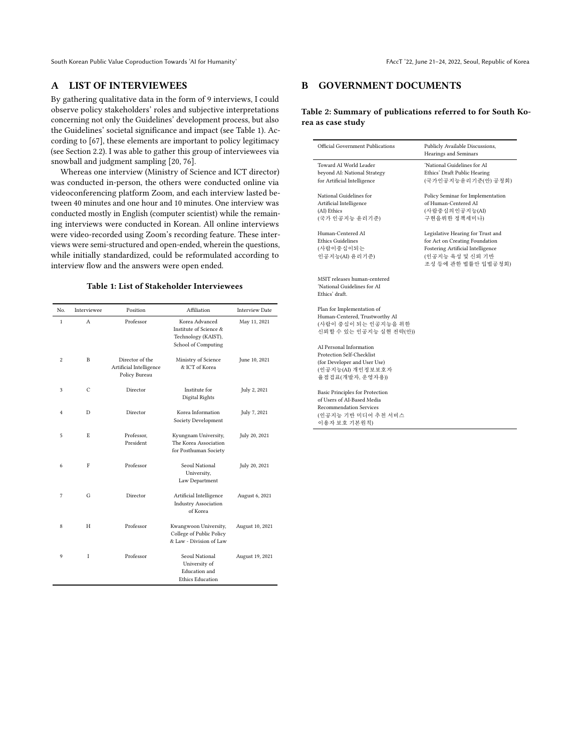## A LIST OF INTERVIEWEES

By gathering qualitative data in the form of 9 interviews, I could observe policy stakeholders' roles and subjective interpretations concerning not only the Guidelines' development process, but also the Guidelines' societal significance and impact (see Table 1). According to [67], these elements are important to policy legitimacy (see Section 2.2). I was able to gather this group of interviewees via snowball and judgment sampling [20, 76].

Whereas one interview (Ministry of Science and ICT director) was conducted in-person, the others were conducted online via videoconferencing platform Zoom, and each interview lasted between 40 minutes and one hour and 10 minutes. One interview was conducted mostly in English (computer scientist) while the remaining interviews were conducted in Korean. All online interviews were video-recorded using Zoom's recording feature. These interviews were semi-structured and open-ended, wherein the questions, while initially standardized, could be reformulated according to interview flow and the answers were open ended.

**Table 1: List of Stakeholder Interviewees**

| No. | Interviewee | Position | Affiliation | Interview Date |
|---|---|---|---|---|
| 1 | A | Professor | Korea Advanced Institute of Science & Technology (KAIST), School of Computing | May 11, 2021 |
| 2 | B | Director of the Artificial Intelligence Policy Bureau | Ministry of Science & ICT of Korea | June 10, 2021 |
| 3 | C | Director | Institute for Digital Rights | July 2, 2021 |
| 4 | D | Director | Korea Information Society Development | July 7, 2021 |
| 5 | E | Professor, President | Kyungnam University, The Korea Association for Posthuman Society | July 20, 2021 |
| 6 | F | Professor | Seoul National University, Law Department | July 20, 2021 |
| 7 | G | Director | Artificial Intelligence Industry Association of Korea | August 6, 2021 |
| 8 | H | Professor | Kwangwoon University, College of Public Policy & Law - Division of Law | August 10, 2021 |
| 9 | I | Professor | Seoul National University of Education and Ethics Education | August 19, 2021 |

## B GOVERNMENT DOCUMENTS

**Table 2: Summary of publications referred to for South Korea as case study**

| Official Government Publications | Publicly Available Discussions, Hearings and Seminars |
|---|---|
| Toward AI World Leader beyond AI: National Strategy for Artificial Intelligence | 'National Guidelines for AI Ethics' Draft Public Hearing (국가인공지능윤리기준(안) 공청회) |
| National Guidelines for Artificial Intelligence (AI) Ethics (국가 인공지능 윤리기준) | Policy Seminar for Implementation of Human-Centered AI (사람중심의인공지능(AI) 구현을위한 정책세미나) |
| Human-Centered AI Ethics Guidelines (사람이중심이되는 인공지능(AI) 윤리기준) | Legislative Hearing for Trust and for Act on Creating Foundation Fostering Artificial Intelligence (인공지능 육성 및 신뢰 기반 조성 등에 관한 법률안 입법공청회) |
| MSIT releases human-centered 'National Guidelines for AI Ethics' draft. | |
| Plan for Implementation of Human-Centered, Trustworthy AI (사람이 중심이 되는 인공지능을 위한 신뢰할 수 있는 인공지능 실현 전략(안)) | |
| AI Personal Information Protection Self-Checklist (for Developer and User Use) (인공지능(AI) 개인정보보호자 율점검표(개발자, 운영자용)) | |
| Basic Principles for Protection of Users of AI-Based Media Recommendation Services (인공지능 기반 미디어 추천 서비스 이용자 보호 기본원칙) | |